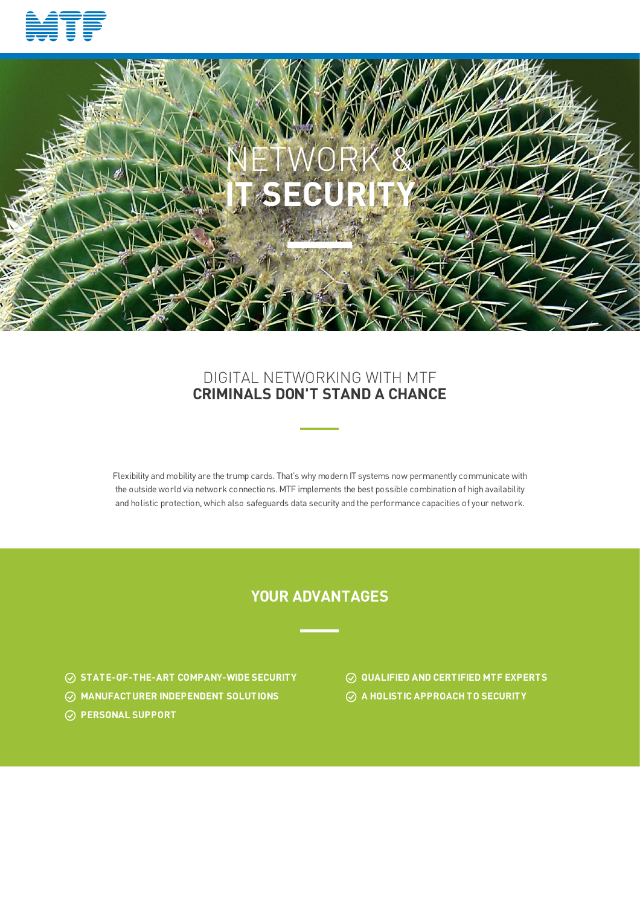# NETWORK & IT SECURITY

## DIGITAL NETWORKING WITH MTF **CRIMINALS DON'T STAND A CHANCE**

Flexibility and mobility are the trump cards. That's why modern IT systems now permanently communicate with the outside world via network connections. MTF implements the best possible combination of high availability and holistic protection, which also safeguards data security and the performance capacities of your network.

## YOUR ADVANTAGES

- **STATE-OF-THE-ART COMPANY-WIDE SECURITY**
- **MANUFACTURER INDEPENDENT SOLUTIONS**
- **PERSONAL SUPPORT**
- **QUALIFIED AND CERTIFIED MTF EXPERTS**
- **A HOLISTIC APPROACH TO SECURITY**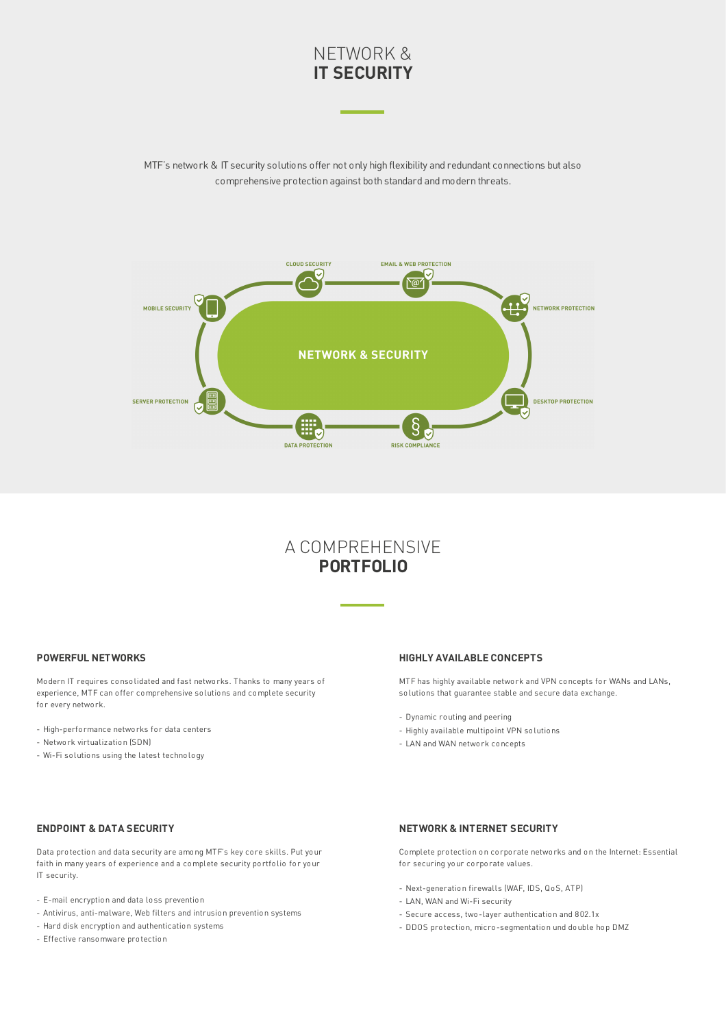# NETWORK & **IT SECURITY**

MTF's network & IT security solutions offer not only high flexibility and redundant connections but also comprehensive protection against both standard and modern threats.

CLOUD SECURITY
EMAIL & WEB PROTECTION
MOBILE SECURITY
NETWORK PROTECTION
NETWORK & SECURITY
SERVER PROTECTION
DESKTOP PROTECTION
DATA PROTECTION
RISK COMPLIANCE

# A COMPREHENSIVE **PORTFOLIO**

### POWERFUL NETWORKS

Modern IT requires consolidated and fast networks. Thanks to many years of experience, MTF can offer comprehensive solutions and complete security for every network.

- High-performance networks for data centers
- Network virtualization (SDN)
- Wi-Fi solutions using the latest technology

### HIGHLY AVAILABLE CONCEPTS

MTF has highly available network and VPN concepts for WANs and LANs, solutions that guarantee stable and secure data exchange.

- Dynamic routing and peering
- Highly available multipoint VPN solutions
- LAN and WAN network concepts

### ENDPOINT & DATA SECURITY

Data protection and data security are among MTF's key core skills. Put your faith in many years of experience and a complete security portfolio for your IT security.

- E-mail encryption and data loss prevention
- Antivirus, anti-malware, Web filters and intrusion prevention systems
- Hard disk encryption and authentication systems
- Effective ransomware protection

### NETWORK & INTERNET SECURITY

Complete protection on corporate networks and on the Internet: Essential for securing your corporate values.

- Next-generation firewalls (WAF, IDS, QoS, ATP)
- LAN, WAN and Wi-Fi security
- Secure access, two-layer authentication and 802.1x
- DDOS protection, micro-segmentation und double hop DMZ